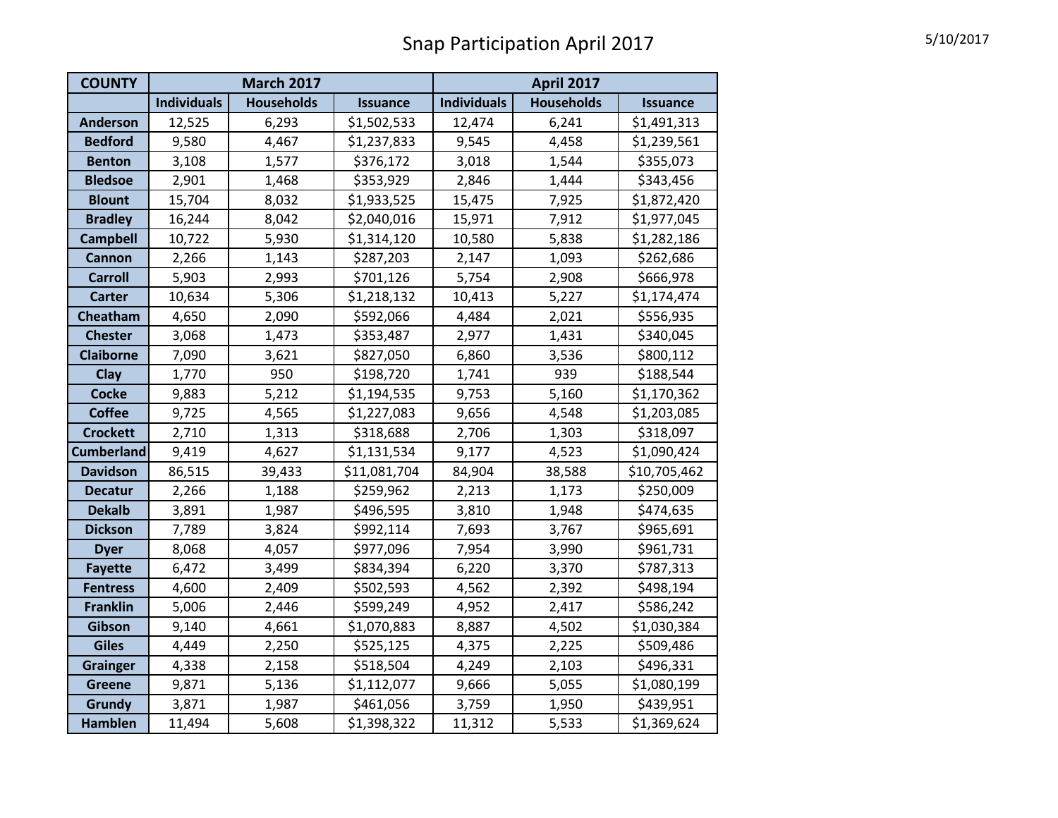# Snap Participation April 2017

5/10/2017

| COUNTY | March 2017 | | | April 2017 | | |
|---|---|---|---|---|---|---|
| | Individuals | Households | Issuance | Individuals | Households | Issuance |
| Anderson | 12,525 | 6,293 | $1,502,533 | 12,474 | 6,241 | $1,491,313 |
| Bedford | 9,580 | 4,467 | $1,237,833 | 9,545 | 4,458 | $1,239,561 |
| Benton | 3,108 | 1,577 | $376,172 | 3,018 | 1,544 | $355,073 |
| Bledsoe | 2,901 | 1,468 | $353,929 | 2,846 | 1,444 | $343,456 |
| Blount | 15,704 | 8,032 | $1,933,525 | 15,475 | 7,925 | $1,872,420 |
| Bradley | 16,244 | 8,042 | $2,040,016 | 15,971 | 7,912 | $1,977,045 |
| Campbell | 10,722 | 5,930 | $1,314,120 | 10,580 | 5,838 | $1,282,186 |
| Cannon | 2,266 | 1,143 | $287,203 | 2,147 | 1,093 | $262,686 |
| Carroll | 5,903 | 2,993 | $701,126 | 5,754 | 2,908 | $666,978 |
| Carter | 10,634 | 5,306 | $1,218,132 | 10,413 | 5,227 | $1,174,474 |
| Cheatham | 4,650 | 2,090 | $592,066 | 4,484 | 2,021 | $556,935 |
| Chester | 3,068 | 1,473 | $353,487 | 2,977 | 1,431 | $340,045 |
| Claiborne | 7,090 | 3,621 | $827,050 | 6,860 | 3,536 | $800,112 |
| Clay | 1,770 | 950 | $198,720 | 1,741 | 939 | $188,544 |
| Cocke | 9,883 | 5,212 | $1,194,535 | 9,753 | 5,160 | $1,170,362 |
| Coffee | 9,725 | 4,565 | $1,227,083 | 9,656 | 4,548 | $1,203,085 |
| Crockett | 2,710 | 1,313 | $318,688 | 2,706 | 1,303 | $318,097 |
| Cumberland | 9,419 | 4,627 | $1,131,534 | 9,177 | 4,523 | $1,090,424 |
| Davidson | 86,515 | 39,433 | $11,081,704 | 84,904 | 38,588 | $10,705,462 |
| Decatur | 2,266 | 1,188 | $259,962 | 2,213 | 1,173 | $250,009 |
| Dekalb | 3,891 | 1,987 | $496,595 | 3,810 | 1,948 | $474,635 |
| Dickson | 7,789 | 3,824 | $992,114 | 7,693 | 3,767 | $965,691 |
| Dyer | 8,068 | 4,057 | $977,096 | 7,954 | 3,990 | $961,731 |
| Fayette | 6,472 | 3,499 | $834,394 | 6,220 | 3,370 | $787,313 |
| Fentress | 4,600 | 2,409 | $502,593 | 4,562 | 2,392 | $498,194 |
| Franklin | 5,006 | 2,446 | $599,249 | 4,952 | 2,417 | $586,242 |
| Gibson | 9,140 | 4,661 | $1,070,883 | 8,887 | 4,502 | $1,030,384 |
| Giles | 4,449 | 2,250 | $525,125 | 4,375 | 2,225 | $509,486 |
| Grainger | 4,338 | 2,158 | $518,504 | 4,249 | 2,103 | $496,331 |
| Greene | 9,871 | 5,136 | $1,112,077 | 9,666 | 5,055 | $1,080,199 |
| Grundy | 3,871 | 1,987 | $461,056 | 3,759 | 1,950 | $439,951 |
| Hamblen | 11,494 | 5,608 | $1,398,322 | 11,312 | 5,533 | $1,369,624 |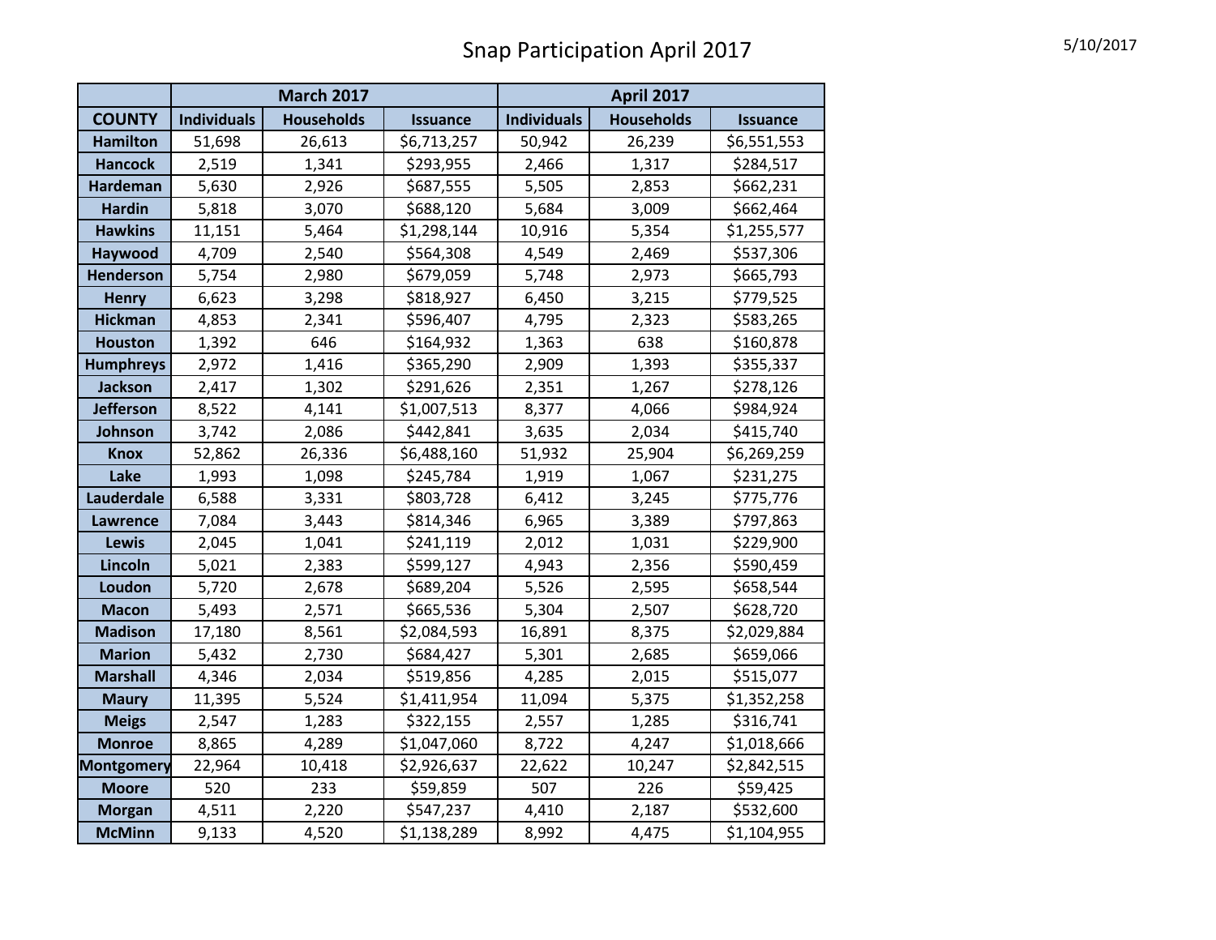# Snap Participation April 2017

5/10/2017

| | March 2017 | | | April 2017 | | |
|---|---|---|---|---|---|---|
| **COUNTY** | **Individuals** | **Households** | **Issuance** | **Individuals** | **Households** | **Issuance** |
| **Hamilton** | 51,698 | 26,613 | $6,713,257 | 50,942 | 26,239 | $6,551,553 |
| **Hancock** | 2,519 | 1,341 | $293,955 | 2,466 | 1,317 | $284,517 |
| **Hardeman** | 5,630 | 2,926 | $687,555 | 5,505 | 2,853 | $662,231 |
| **Hardin** | 5,818 | 3,070 | $688,120 | 5,684 | 3,009 | $662,464 |
| **Hawkins** | 11,151 | 5,464 | $1,298,144 | 10,916 | 5,354 | $1,255,577 |
| **Haywood** | 4,709 | 2,540 | $564,308 | 4,549 | 2,469 | $537,306 |
| **Henderson** | 5,754 | 2,980 | $679,059 | 5,748 | 2,973 | $665,793 |
| **Henry** | 6,623 | 3,298 | $818,927 | 6,450 | 3,215 | $779,525 |
| **Hickman** | 4,853 | 2,341 | $596,407 | 4,795 | 2,323 | $583,265 |
| **Houston** | 1,392 | 646 | $164,932 | 1,363 | 638 | $160,878 |
| **Humphreys** | 2,972 | 1,416 | $365,290 | 2,909 | 1,393 | $355,337 |
| **Jackson** | 2,417 | 1,302 | $291,626 | 2,351 | 1,267 | $278,126 |
| **Jefferson** | 8,522 | 4,141 | $1,007,513 | 8,377 | 4,066 | $984,924 |
| **Johnson** | 3,742 | 2,086 | $442,841 | 3,635 | 2,034 | $415,740 |
| **Knox** | 52,862 | 26,336 | $6,488,160 | 51,932 | 25,904 | $6,269,259 |
| **Lake** | 1,993 | 1,098 | $245,784 | 1,919 | 1,067 | $231,275 |
| **Lauderdale** | 6,588 | 3,331 | $803,728 | 6,412 | 3,245 | $775,776 |
| **Lawrence** | 7,084 | 3,443 | $814,346 | 6,965 | 3,389 | $797,863 |
| **Lewis** | 2,045 | 1,041 | $241,119 | 2,012 | 1,031 | $229,900 |
| **Lincoln** | 5,021 | 2,383 | $599,127 | 4,943 | 2,356 | $590,459 |
| **Loudon** | 5,720 | 2,678 | $689,204 | 5,526 | 2,595 | $658,544 |
| **Macon** | 5,493 | 2,571 | $665,536 | 5,304 | 2,507 | $628,720 |
| **Madison** | 17,180 | 8,561 | $2,084,593 | 16,891 | 8,375 | $2,029,884 |
| **Marion** | 5,432 | 2,730 | $684,427 | 5,301 | 2,685 | $659,066 |
| **Marshall** | 4,346 | 2,034 | $519,856 | 4,285 | 2,015 | $515,077 |
| **Maury** | 11,395 | 5,524 | $1,411,954 | 11,094 | 5,375 | $1,352,258 |
| **Meigs** | 2,547 | 1,283 | $322,155 | 2,557 | 1,285 | $316,741 |
| **Monroe** | 8,865 | 4,289 | $1,047,060 | 8,722 | 4,247 | $1,018,666 |
| **Montgomery** | 22,964 | 10,418 | $2,926,637 | 22,622 | 10,247 | $2,842,515 |
| **Moore** | 520 | 233 | $59,859 | 507 | 226 | $59,425 |
| **Morgan** | 4,511 | 2,220 | $547,237 | 4,410 | 2,187 | $532,600 |
| **McMinn** | 9,133 | 4,520 | $1,138,289 | 8,992 | 4,475 | $1,104,955 |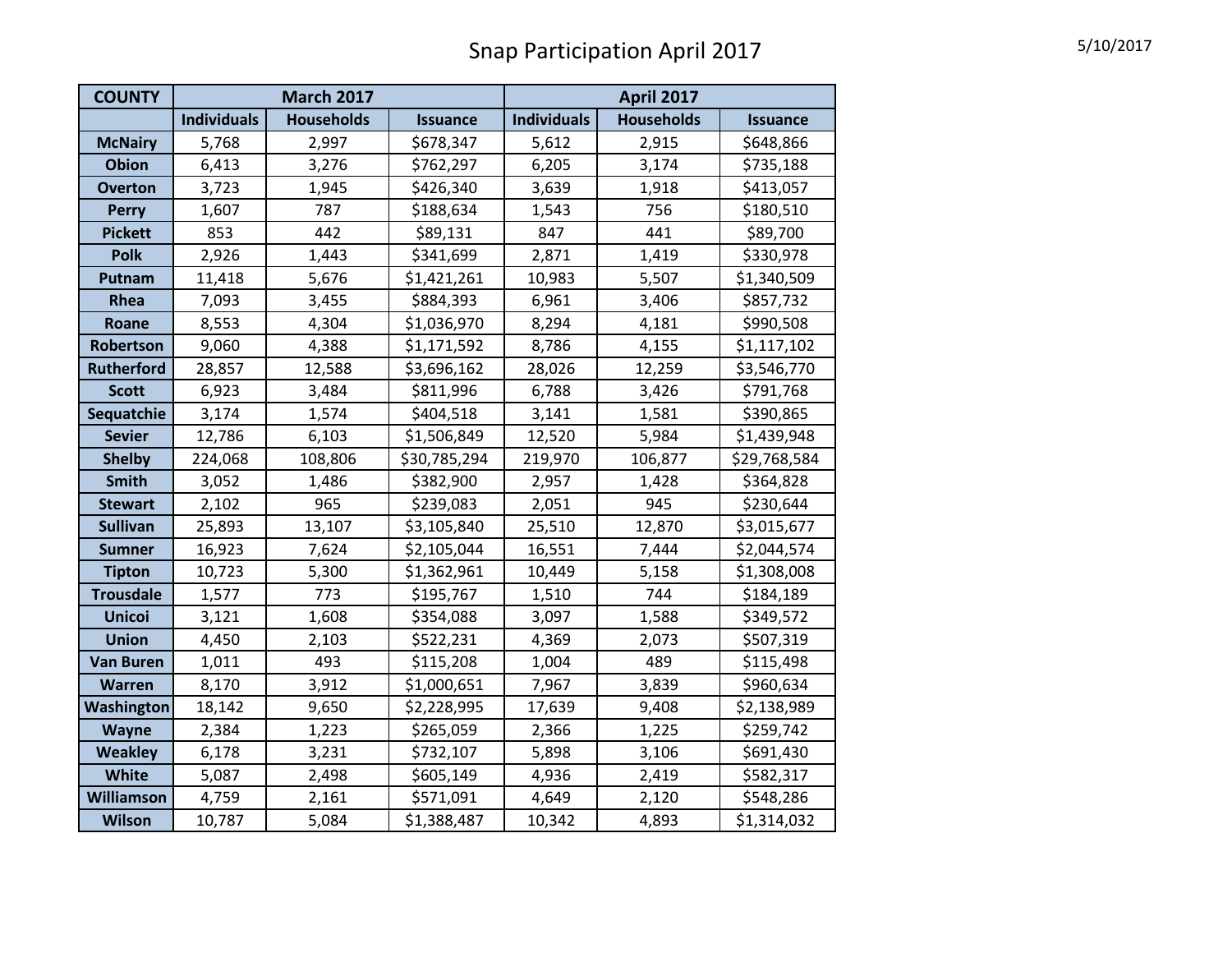# Snap Participation April 2017

5/10/2017

| COUNTY | March 2017 | | | April 2017 | | |
|---|---|---|---|---|---|---|
| | Individuals | Households | Issuance | Individuals | Households | Issuance |
| McNairy | 5,768 | 2,997 | $678,347 | 5,612 | 2,915 | $648,866 |
| Obion | 6,413 | 3,276 | $762,297 | 6,205 | 3,174 | $735,188 |
| Overton | 3,723 | 1,945 | $426,340 | 3,639 | 1,918 | $413,057 |
| Perry | 1,607 | 787 | $188,634 | 1,543 | 756 | $180,510 |
| Pickett | 853 | 442 | $89,131 | 847 | 441 | $89,700 |
| Polk | 2,926 | 1,443 | $341,699 | 2,871 | 1,419 | $330,978 |
| Putnam | 11,418 | 5,676 | $1,421,261 | 10,983 | 5,507 | $1,340,509 |
| Rhea | 7,093 | 3,455 | $884,393 | 6,961 | 3,406 | $857,732 |
| Roane | 8,553 | 4,304 | $1,036,970 | 8,294 | 4,181 | $990,508 |
| Robertson | 9,060 | 4,388 | $1,171,592 | 8,786 | 4,155 | $1,117,102 |
| Rutherford | 28,857 | 12,588 | $3,696,162 | 28,026 | 12,259 | $3,546,770 |
| Scott | 6,923 | 3,484 | $811,996 | 6,788 | 3,426 | $791,768 |
| Sequatchie | 3,174 | 1,574 | $404,518 | 3,141 | 1,581 | $390,865 |
| Sevier | 12,786 | 6,103 | $1,506,849 | 12,520 | 5,984 | $1,439,948 |
| Shelby | 224,068 | 108,806 | $30,785,294 | 219,970 | 106,877 | $29,768,584 |
| Smith | 3,052 | 1,486 | $382,900 | 2,957 | 1,428 | $364,828 |
| Stewart | 2,102 | 965 | $239,083 | 2,051 | 945 | $230,644 |
| Sullivan | 25,893 | 13,107 | $3,105,840 | 25,510 | 12,870 | $3,015,677 |
| Sumner | 16,923 | 7,624 | $2,105,044 | 16,551 | 7,444 | $2,044,574 |
| Tipton | 10,723 | 5,300 | $1,362,961 | 10,449 | 5,158 | $1,308,008 |
| Trousdale | 1,577 | 773 | $195,767 | 1,510 | 744 | $184,189 |
| Unicoi | 3,121 | 1,608 | $354,088 | 3,097 | 1,588 | $349,572 |
| Union | 4,450 | 2,103 | $522,231 | 4,369 | 2,073 | $507,319 |
| Van Buren | 1,011 | 493 | $115,208 | 1,004 | 489 | $115,498 |
| Warren | 8,170 | 3,912 | $1,000,651 | 7,967 | 3,839 | $960,634 |
| Washington | 18,142 | 9,650 | $2,228,995 | 17,639 | 9,408 | $2,138,989 |
| Wayne | 2,384 | 1,223 | $265,059 | 2,366 | 1,225 | $259,742 |
| Weakley | 6,178 | 3,231 | $732,107 | 5,898 | 3,106 | $691,430 |
| White | 5,087 | 2,498 | $605,149 | 4,936 | 2,419 | $582,317 |
| Williamson | 4,759 | 2,161 | $571,091 | 4,649 | 2,120 | $548,286 |
| Wilson | 10,787 | 5,084 | $1,388,487 | 10,342 | 4,893 | $1,314,032 |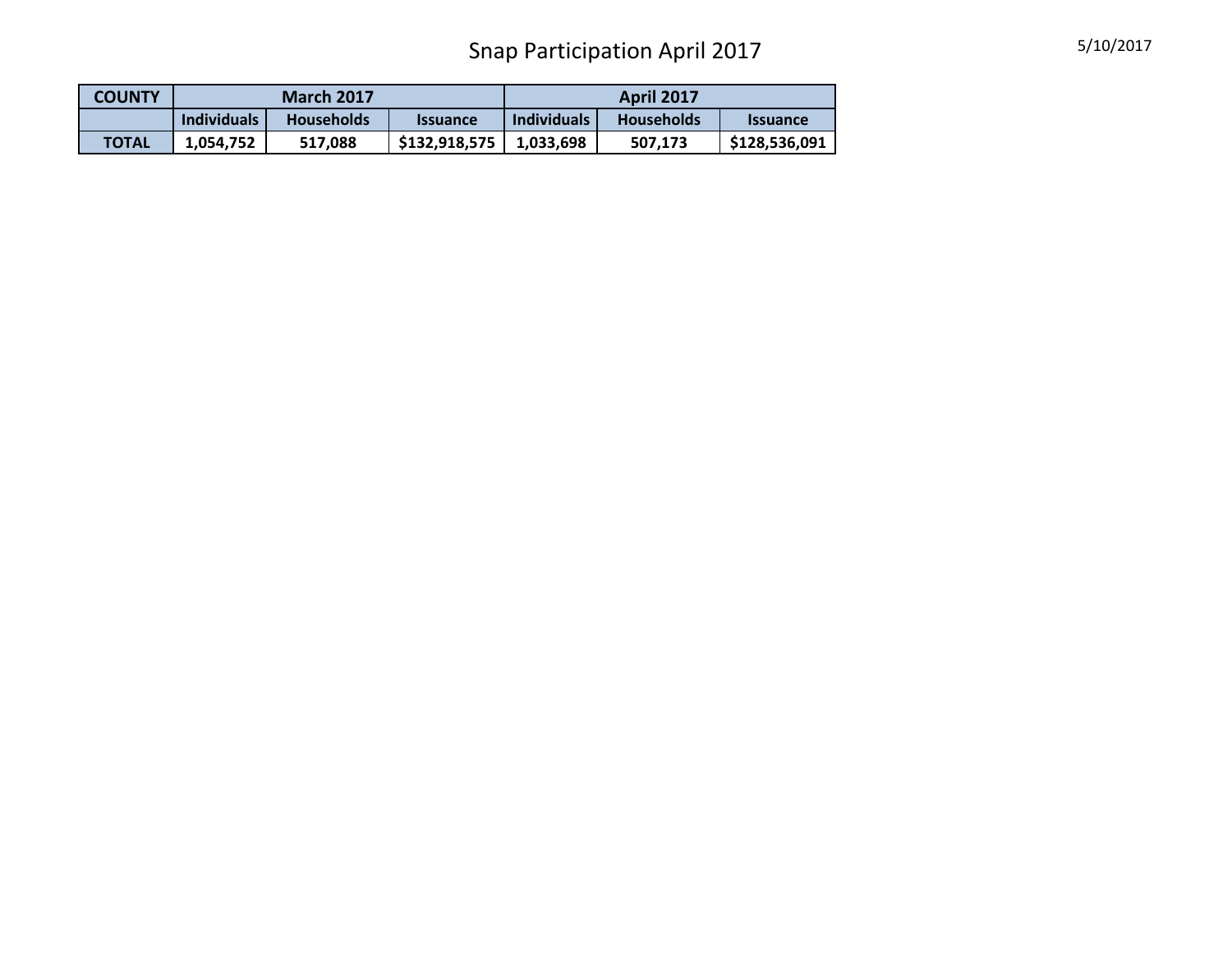# Snap Participation April 2017

5/10/2017

| COUNTY | March 2017 | | | April 2017 | | |
|---|---|---|---|---|---|---|
| | Individuals | Households | Issuance | Individuals | Households | Issuance |
| TOTAL | 1,054,752 | 517,088 | $132,918,575 | 1,033,698 | 507,173 | $128,536,091 |